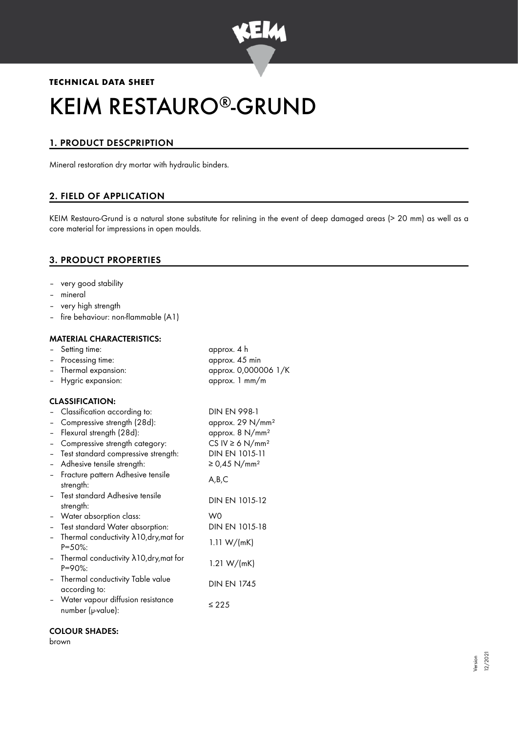**TECHNICAL DATA SHEET**

# KEIM RESTAURO®-GRUND

## 1. PRODUCT DESCPRIPTION

Mineral restoration dry mortar with hydraulic binders.

## 2. FIELD OF APPLICATION

KEIM Restauro-Grund is a natural stone substitute for relining in the event of deep damaged areas (> 20 mm) as well as a core material for impressions in open moulds.

## 3. PRODUCT PROPERTIES

- very good stability
- mineral
- very high strength
- fire behaviour: non-flammable (A1)

### MATERIAL CHARACTERISTICS:

| | |
|---|---|
| – Setting time: | approx. 4 h |
| – Processing time: | approx. 45 min |
| – Thermal expansion: | approx. 0,000006 1/K |
| – Hygric expansion: | approx. 1 mm/m |

### CLASSIFICATION:

| | |
|---|---|
| – Classification according to: | DIN EN 998-1 |
| – Compressive strength (28d): | approx. 29 N/mm² |
| – Flexural strength (28d): | approx. 8 N/mm² |
| – Compressive strength category: | CS IV ≥ 6 N/mm² |
| – Test standard compressive strength: | DIN EN 1015-11 |
| – Adhesive tensile strength: | ≥ 0,45 N/mm² |
| – Fracture pattern Adhesive tensile strength: | A,B,C |
| – Test standard Adhesive tensile strength: | DIN EN 1015-12 |
| – Water absorption class: | W0 |
| – Test standard Water absorption: | DIN EN 1015-18 |
| – Thermal conductivity $\lambda_{10,dry,mat}$ for P=50%: | 1.11 W/(mK) |
| – Thermal conductivity $\lambda_{10,dry,mat}$ for P=90%: | 1.21 W/(mK) |
| – Thermal conductivity Table value according to: | DIN EN 1745 |
| – Water vapour diffusion resistance number (μ-value): | ≤ 225 |

### COLOUR SHADES:

brown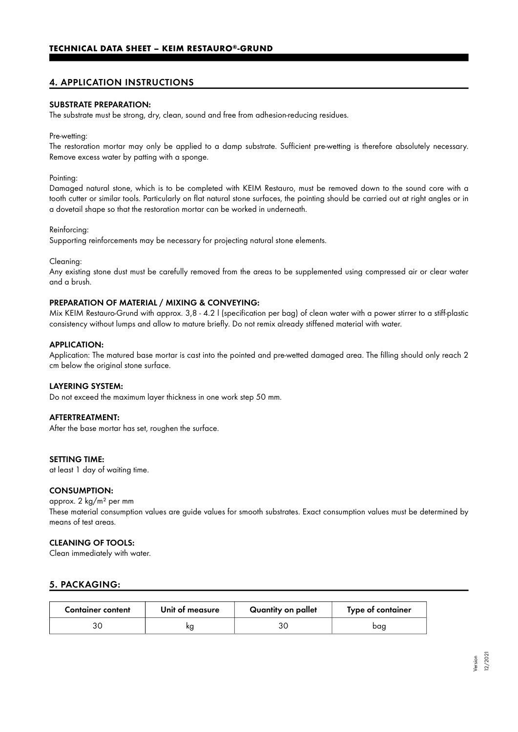## 4. APPLICATION INSTRUCTIONS

### SUBSTRATE PREPARATION:

The substrate must be strong, dry, clean, sound and free from adhesion-reducing residues.

Pre-wetting:
The restoration mortar may only be applied to a damp substrate. Sufficient pre-wetting is therefore absolutely necessary. Remove excess water by patting with a sponge.

Pointing:
Damaged natural stone, which is to be completed with KEIM Restauro, must be removed down to the sound core with a tooth cutter or similar tools. Particularly on flat natural stone surfaces, the pointing should be carried out at right angles or in a dovetail shape so that the restoration mortar can be worked in underneath.

Reinforcing:
Supporting reinforcements may be necessary for projecting natural stone elements.

Cleaning:
Any existing stone dust must be carefully removed from the areas to be supplemented using compressed air or clear water and a brush.

### PREPARATION OF MATERIAL / MIXING & CONVEYING:

Mix KEIM Restauro-Grund with approx. 3,8 - 4.2 l (specification per bag) of clean water with a power stirrer to a stiff-plastic consistency without lumps and allow to mature briefly. Do not remix already stiffened material with water.

### APPLICATION:

Application: The matured base mortar is cast into the pointed and pre-wetted damaged area. The filling should only reach 2 cm below the original stone surface.

### LAYERING SYSTEM:

Do not exceed the maximum layer thickness in one work step 50 mm.

### AFTERTREATMENT:

After the base mortar has set, roughen the surface.

### SETTING TIME:

at least 1 day of waiting time.

### CONSUMPTION:

approx. 2 kg/m² per mm
These material consumption values are guide values for smooth substrates. Exact consumption values must be determined by means of test areas.

### CLEANING OF TOOLS:

Clean immediately with water.

## 5. PACKAGING:

| Container content | Unit of measure | Quantity on pallet | Type of container |
| --- | --- | --- | --- |
| 30 | kg | 30 | bag |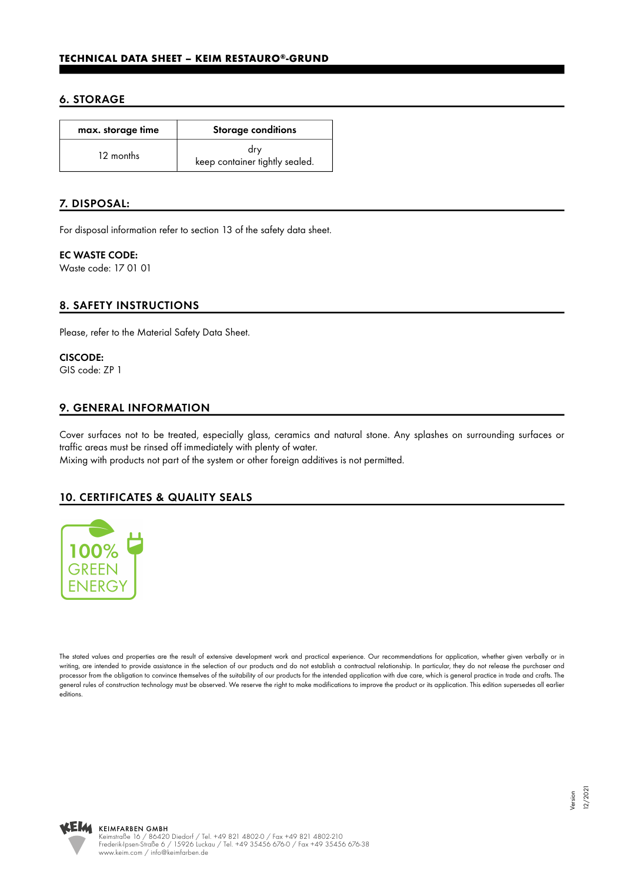## 6. STORAGE

| max. storage time | Storage conditions |
|---|---|
| 12 months | dry<br>keep container tightly sealed. |

## 7. DISPOSAL:

For disposal information refer to section 13 of the safety data sheet.

**EC WASTE CODE:**
Waste code: 17 01 01

## 8. SAFETY INSTRUCTIONS

Please, refer to the Material Safety Data Sheet.

**CISCODE:**
GIS code: ZP 1

## 9. GENERAL INFORMATION

Cover surfaces not to be treated, especially glass, ceramics and natural stone. Any splashes on surrounding surfaces or traffic areas must be rinsed off immediately with plenty of water.
Mixing with products not part of the system or other foreign additives is not permitted.

## 10. CERTIFICATES & QUALITY SEALS

100%
GREEN
ENERGY

The stated values and properties are the result of extensive development work and practical experience. Our recommendations for application, whether given verbally or in writing, are intended to provide assistance in the selection of our products and do not establish a contractual relationship. In particular, they do not release the purchaser and processor from the obligation to convince themselves of the suitability of our products for the intended application with due care, which is general practice in trade and crafts. The general rules of construction technology must be observed. We reserve the right to make modifications to improve the product or its application. This edition supersedes all earlier editions.

Version 12/2021

KEIMFARBEN GMBH
Keimstraße 16 / 86420 Diedorf / Tel. +49 821 4802-0 / Fax +49 821 4802-210
Frederik-Ipsen-Straße 6 / 15926 Luckau / Tel. +49 35456 676-0 / Fax +49 35456 676-38
www.keim.com / info@keimfarben.de